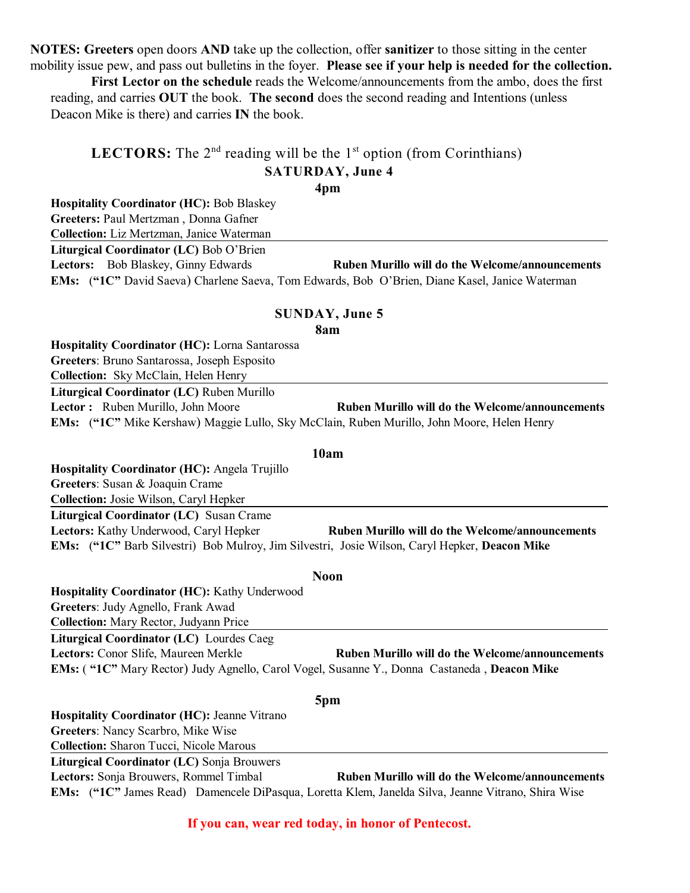**NOTES: Greeters** open doors **AND** take up the collection, offer **sanitizer** to those sitting in the center mobility issue pew, and pass out bulletins in the foyer. **Please see if your help is needed for the collection.**

**First Lector on the schedule** reads the Welcome/announcements from the ambo, does the first reading, and carries **OUT** the book. **The second** does the second reading and Intentions (unless Deacon Mike is there) and carries **IN** the book.

## **LECTORS:** The 2nd reading will be the 1st option (from Corinthians)

### SATURDAY, June 4

#### 4pm

**Hospitality Coordinator (HC):** Bob Blaskey
**Greeters:** Paul Mertzman , Donna Gafner
**Collection:** Liz Mertzman, Janice Waterman

---

**Liturgical Coordinator (LC)** Bob O'Brien
**Lectors:** Bob Blaskey, Ginny Edwards — **Ruben Murillo will do the Welcome/announcements**
**EMs:** (**"1C"** David Saeva) Charlene Saeva, Tom Edwards, Bob O'Brien, Diane Kasel, Janice Waterman

### SUNDAY, June 5

#### 8am

**Hospitality Coordinator (HC):** Lorna Santarossa
**Greeters**: Bruno Santarossa, Joseph Esposito
**Collection:** Sky McClain, Helen Henry

---

**Liturgical Coordinator (LC)** Ruben Murillo
**Lector :** Ruben Murillo, John Moore — **Ruben Murillo will do the Welcome/announcements**
**EMs:** (**"1C"** Mike Kershaw) Maggie Lullo, Sky McClain, Ruben Murillo, John Moore, Helen Henry

#### 10am

**Hospitality Coordinator (HC):** Angela Trujillo
**Greeters**: Susan & Joaquin Crame
**Collection:** Josie Wilson, Caryl Hepker

---

**Liturgical Coordinator (LC)** Susan Crame
**Lectors:** Kathy Underwood, Caryl Hepker — **Ruben Murillo will do the Welcome/announcements**
**EMs:** (**"1C"** Barb Silvestri) Bob Mulroy, Jim Silvestri, Josie Wilson, Caryl Hepker, **Deacon Mike**

#### Noon

**Hospitality Coordinator (HC):** Kathy Underwood
**Greeters**: Judy Agnello, Frank Awad
**Collection:** Mary Rector, Judyann Price

---

**Liturgical Coordinator (LC)** Lourdes Caeg
**Lectors:** Conor Slife, Maureen Merkle — **Ruben Murillo will do the Welcome/announcements**
**EMs:** ( **"1C"** Mary Rector) Judy Agnello, Carol Vogel, Susanne Y., Donna Castaneda , **Deacon Mike**

#### 5pm

**Hospitality Coordinator (HC):** Jeanne Vitrano
**Greeters**: Nancy Scarbro, Mike Wise
**Collection:** Sharon Tucci, Nicole Marous

---

**Liturgical Coordinator (LC)** Sonja Brouwers
**Lectors:** Sonja Brouwers, Rommel Timbal — **Ruben Murillo will do the Welcome/announcements**
**EMs:** (**"1C"** James Read) Damencele DiPasqua, Loretta Klem, Janelda Silva, Jeanne Vitrano, Shira Wise

**If you can, wear red today, in honor of Pentecost.**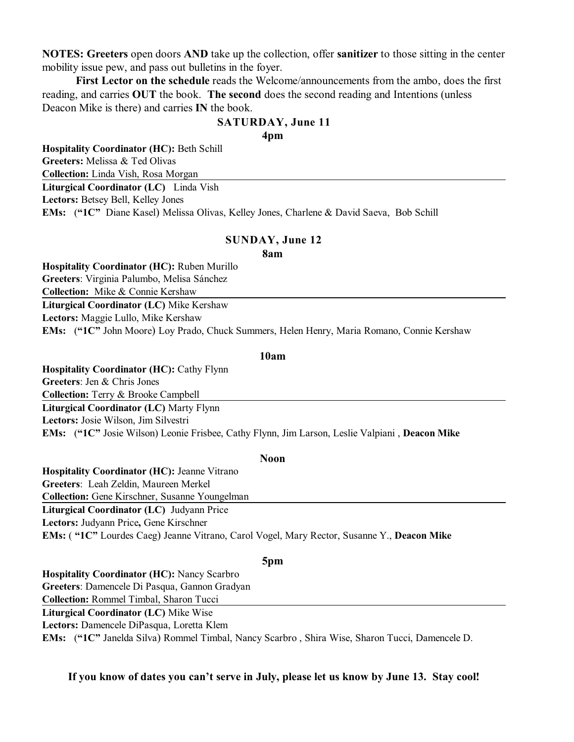**NOTES: Greeters** open doors **AND** take up the collection, offer **sanitizer** to those sitting in the center mobility issue pew, and pass out bulletins in the foyer.

**First Lector on the schedule** reads the Welcome/announcements from the ambo, does the first reading, and carries **OUT** the book. **The second** does the second reading and Intentions (unless Deacon Mike is there) and carries **IN** the book.

## SATURDAY, June 11

### 4pm

**Hospitality Coordinator (HC):** Beth Schill
**Greeters:** Melissa & Ted Olivas
**Collection:** Linda Vish, Rosa Morgan

---

**Liturgical Coordinator (LC)** Linda Vish
**Lectors:** Betsey Bell, Kelley Jones
**EMs:** (**"1C"** Diane Kasel) Melissa Olivas, Kelley Jones, Charlene & David Saeva, Bob Schill

## SUNDAY, June 12

### 8am

**Hospitality Coordinator (HC):** Ruben Murillo
**Greeters**: Virginia Palumbo, Melisa Sánchez
**Collection:** Mike & Connie Kershaw

---

**Liturgical Coordinator (LC)** Mike Kershaw
**Lectors:** Maggie Lullo, Mike Kershaw
**EMs:** (**"1C"** John Moore) Loy Prado, Chuck Summers, Helen Henry, Maria Romano, Connie Kershaw

### 10am

**Hospitality Coordinator (HC):** Cathy Flynn
**Greeters**: Jen & Chris Jones
**Collection:** Terry & Brooke Campbell

---

**Liturgical Coordinator (LC)** Marty Flynn
**Lectors:** Josie Wilson, Jim Silvestri
**EMs:** (**"1C"** Josie Wilson) Leonie Frisbee, Cathy Flynn, Jim Larson, Leslie Valpiani , **Deacon Mike**

### Noon

**Hospitality Coordinator (HC):** Jeanne Vitrano
**Greeters**: Leah Zeldin, Maureen Merkel
**Collection:** Gene Kirschner, Susanne Youngelman

---

**Liturgical Coordinator (LC)** Judyann Price
**Lectors:** Judyann Price**,** Gene Kirschner
**EMs:** ( **"1C"** Lourdes Caeg) Jeanne Vitrano, Carol Vogel, Mary Rector, Susanne Y., **Deacon Mike**

### 5pm

**Hospitality Coordinator (HC):** Nancy Scarbro
**Greeters**: Damencele Di Pasqua, Gannon Gradyan
**Collection:** Rommel Timbal, Sharon Tucci

---

**Liturgical Coordinator (LC)** Mike Wise
**Lectors:** Damencele DiPasqua, Loretta Klem
**EMs:** (**"1C"** Janelda Silva) Rommel Timbal, Nancy Scarbro , Shira Wise, Sharon Tucci, Damencele D.

**If you know of dates you can't serve in July, please let us know by June 13. Stay cool!**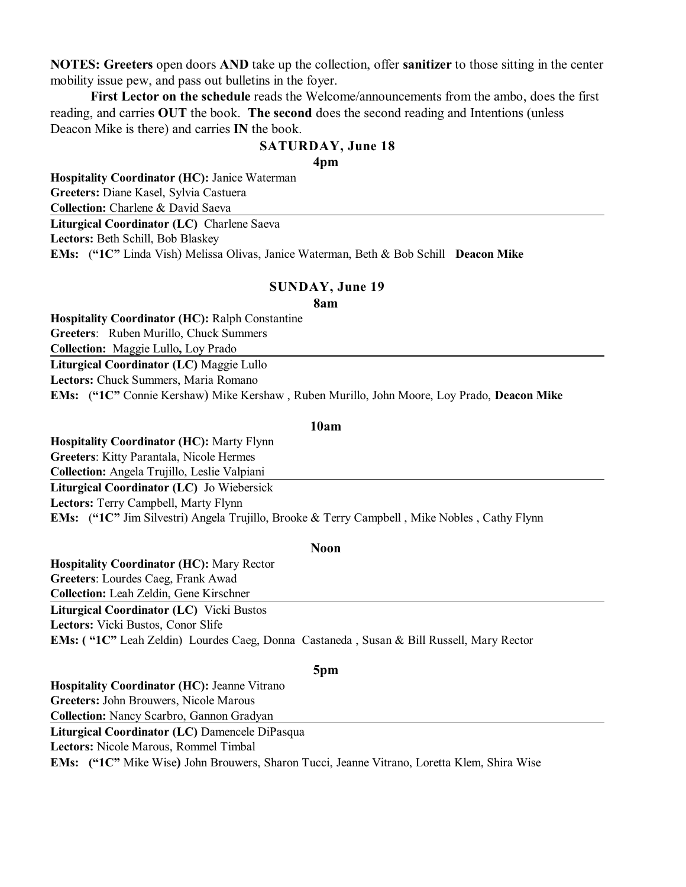**NOTES: Greeters** open doors **AND** take up the collection, offer **sanitizer** to those sitting in the center mobility issue pew, and pass out bulletins in the foyer.

**First Lector on the schedule** reads the Welcome/announcements from the ambo, does the first reading, and carries **OUT** the book. **The second** does the second reading and Intentions (unless Deacon Mike is there) and carries **IN** the book.

## SATURDAY, June 18

### 4pm

**Hospitality Coordinator (HC):** Janice Waterman
**Greeters:** Diane Kasel, Sylvia Castuera
**Collection:** Charlene & David Saeva

---

**Liturgical Coordinator (LC)** Charlene Saeva
**Lectors:** Beth Schill, Bob Blaskey
**EMs:** (**"1C"** Linda Vish) Melissa Olivas, Janice Waterman, Beth & Bob Schill **Deacon Mike**

## SUNDAY, June 19

### 8am

**Hospitality Coordinator (HC):** Ralph Constantine
**Greeters**: Ruben Murillo, Chuck Summers
**Collection:** Maggie Lullo**,** Loy Prado

---

**Liturgical Coordinator (LC)** Maggie Lullo
**Lectors:** Chuck Summers, Maria Romano
**EMs:** (**"1C"** Connie Kershaw) Mike Kershaw , Ruben Murillo, John Moore, Loy Prado, **Deacon Mike**

### 10am

**Hospitality Coordinator (HC):** Marty Flynn
**Greeters**: Kitty Parantala, Nicole Hermes
**Collection:** Angela Trujillo, Leslie Valpiani

---

**Liturgical Coordinator (LC)** Jo Wiebersick
**Lectors:** Terry Campbell, Marty Flynn
**EMs:** (**"1C"** Jim Silvestri) Angela Trujillo, Brooke & Terry Campbell , Mike Nobles , Cathy Flynn

### Noon

**Hospitality Coordinator (HC):** Mary Rector
**Greeters**: Lourdes Caeg, Frank Awad
**Collection:** Leah Zeldin, Gene Kirschner

---

**Liturgical Coordinator (LC)** Vicki Bustos
**Lectors:** Vicki Bustos, Conor Slife
**EMs: ( "1C"** Leah Zeldin) Lourdes Caeg, Donna Castaneda , Susan & Bill Russell, Mary Rector

### 5pm

**Hospitality Coordinator (HC):** Jeanne Vitrano
**Greeters:** John Brouwers, Nicole Marous
**Collection:** Nancy Scarbro, Gannon Gradyan

---

**Liturgical Coordinator (LC)** Damencele DiPasqua
**Lectors:** Nicole Marous, Rommel Timbal
**EMs: ("1C"** Mike Wise**)** John Brouwers, Sharon Tucci, Jeanne Vitrano, Loretta Klem, Shira Wise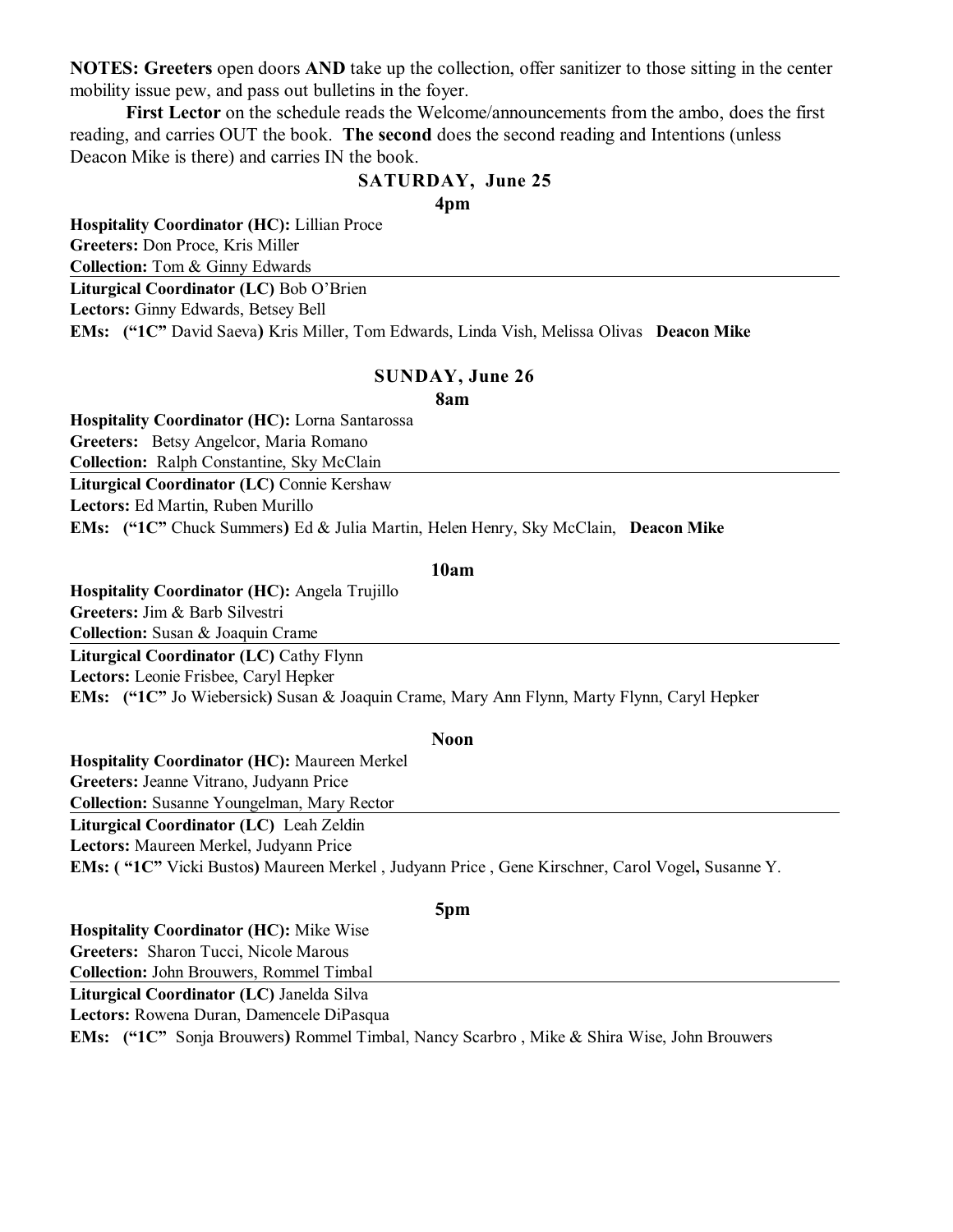**NOTES: Greeters** open doors **AND** take up the collection, offer sanitizer to those sitting in the center mobility issue pew, and pass out bulletins in the foyer.

**First Lector** on the schedule reads the Welcome/announcements from the ambo, does the first reading, and carries OUT the book. **The second** does the second reading and Intentions (unless Deacon Mike is there) and carries IN the book.

## SATURDAY, June 25

### 4pm

**Hospitality Coordinator (HC):** Lillian Proce
**Greeters:** Don Proce, Kris Miller
**Collection:** Tom & Ginny Edwards

---

**Liturgical Coordinator (LC)** Bob O'Brien
**Lectors:** Ginny Edwards, Betsey Bell
**EMs: ("1C"** David Saeva**)** Kris Miller, Tom Edwards, Linda Vish, Melissa Olivas **Deacon Mike**

## SUNDAY, June 26

### 8am

**Hospitality Coordinator (HC):** Lorna Santarossa
**Greeters:** Betsy Angelcor, Maria Romano
**Collection:** Ralph Constantine, Sky McClain

---

**Liturgical Coordinator (LC)** Connie Kershaw
**Lectors:** Ed Martin, Ruben Murillo
**EMs: ("1C"** Chuck Summers**)** Ed & Julia Martin, Helen Henry, Sky McClain, **Deacon Mike**

### 10am

**Hospitality Coordinator (HC):** Angela Trujillo
**Greeters:** Jim & Barb Silvestri
**Collection:** Susan & Joaquin Crame

---

**Liturgical Coordinator (LC)** Cathy Flynn
**Lectors:** Leonie Frisbee, Caryl Hepker
**EMs: ("1C"** Jo Wiebersick**)** Susan & Joaquin Crame, Mary Ann Flynn, Marty Flynn, Caryl Hepker

### Noon

**Hospitality Coordinator (HC):** Maureen Merkel
**Greeters:** Jeanne Vitrano, Judyann Price
**Collection:** Susanne Youngelman, Mary Rector

---

**Liturgical Coordinator (LC)** Leah Zeldin
**Lectors:** Maureen Merkel, Judyann Price
**EMs: ( "1C"** Vicki Bustos**)** Maureen Merkel , Judyann Price , Gene Kirschner, Carol Vogel**,** Susanne Y.

### 5pm

**Hospitality Coordinator (HC):** Mike Wise
**Greeters:** Sharon Tucci, Nicole Marous
**Collection:** John Brouwers, Rommel Timbal

---

**Liturgical Coordinator (LC)** Janelda Silva
**Lectors:** Rowena Duran, Damencele DiPasqua
**EMs: ("1C"** Sonja Brouwers**)** Rommel Timbal, Nancy Scarbro , Mike & Shira Wise, John Brouwers